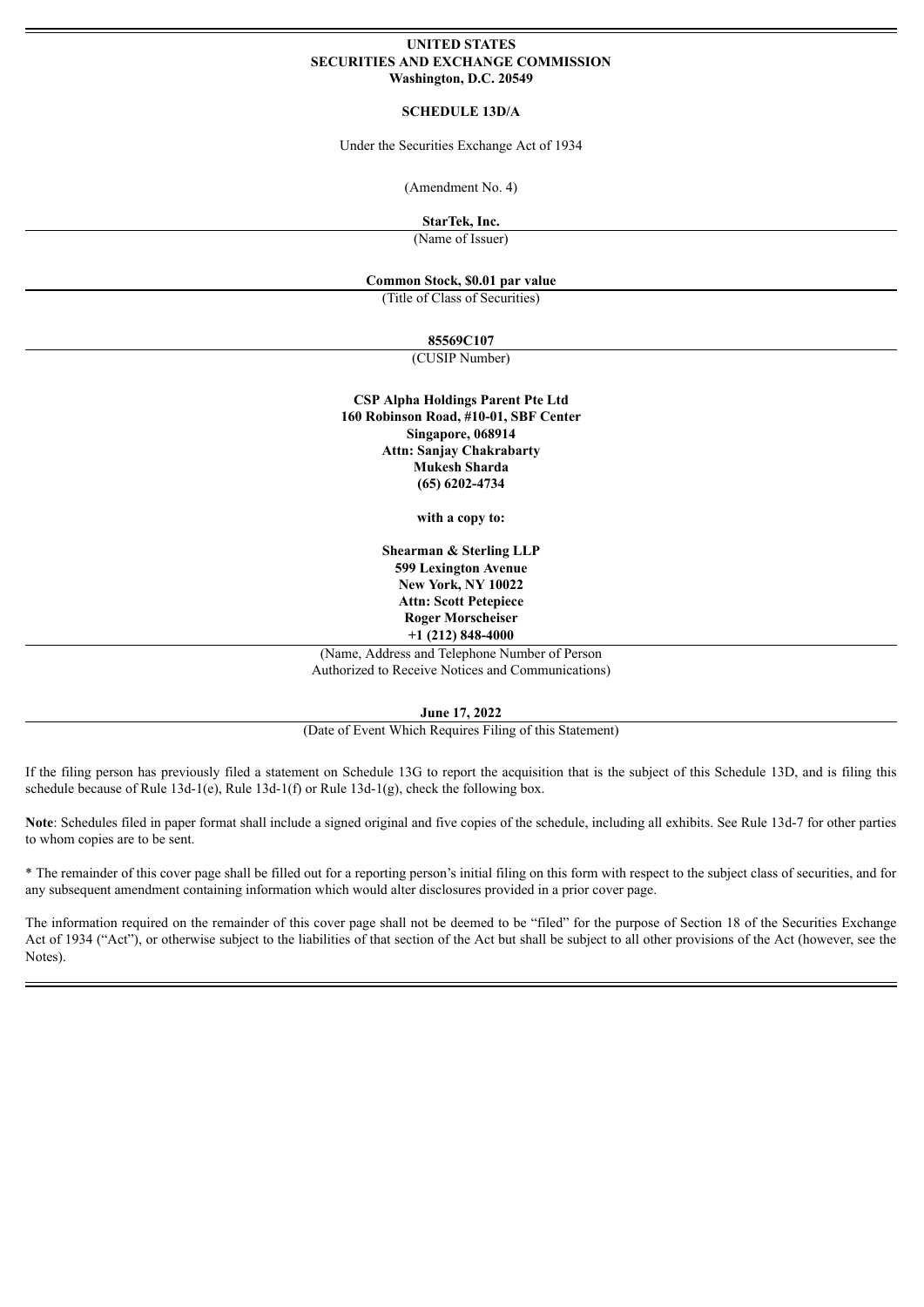**UNITED STATES**
**SECURITIES AND EXCHANGE COMMISSION**
**Washington, D.C. 20549**

**SCHEDULE 13D/A**

Under the Securities Exchange Act of 1934

(Amendment No. 4)

**StarTek, Inc.**

(Name of Issuer)

**Common Stock, $0.01 par value**

(Title of Class of Securities)

**85569C107**

(CUSIP Number)

**CSP Alpha Holdings Parent Pte Ltd**
**160 Robinson Road, #10-01, SBF Center**
**Singapore, 068914**
**Attn: Sanjay Chakrabarty**
**Mukesh Sharda**
**(65) 6202-4734**

**with a copy to:**

**Shearman & Sterling LLP**
**599 Lexington Avenue**
**New York, NY 10022**
**Attn: Scott Petepiece**
**Roger Morscheiser**
**+1 (212) 848-4000**

(Name, Address and Telephone Number of Person Authorized to Receive Notices and Communications)

**June 17, 2022**

(Date of Event Which Requires Filing of this Statement)

If the filing person has previously filed a statement on Schedule 13G to report the acquisition that is the subject of this Schedule 13D, and is filing this schedule because of Rule 13d-1(e), Rule 13d-1(f) or Rule 13d-1(g), check the following box.

**Note**: Schedules filed in paper format shall include a signed original and five copies of the schedule, including all exhibits. See Rule 13d-7 for other parties to whom copies are to be sent.

* The remainder of this cover page shall be filled out for a reporting person's initial filing on this form with respect to the subject class of securities, and for any subsequent amendment containing information which would alter disclosures provided in a prior cover page.

The information required on the remainder of this cover page shall not be deemed to be "filed" for the purpose of Section 18 of the Securities Exchange Act of 1934 ("Act"), or otherwise subject to the liabilities of that section of the Act but shall be subject to all other provisions of the Act (however, see the Notes).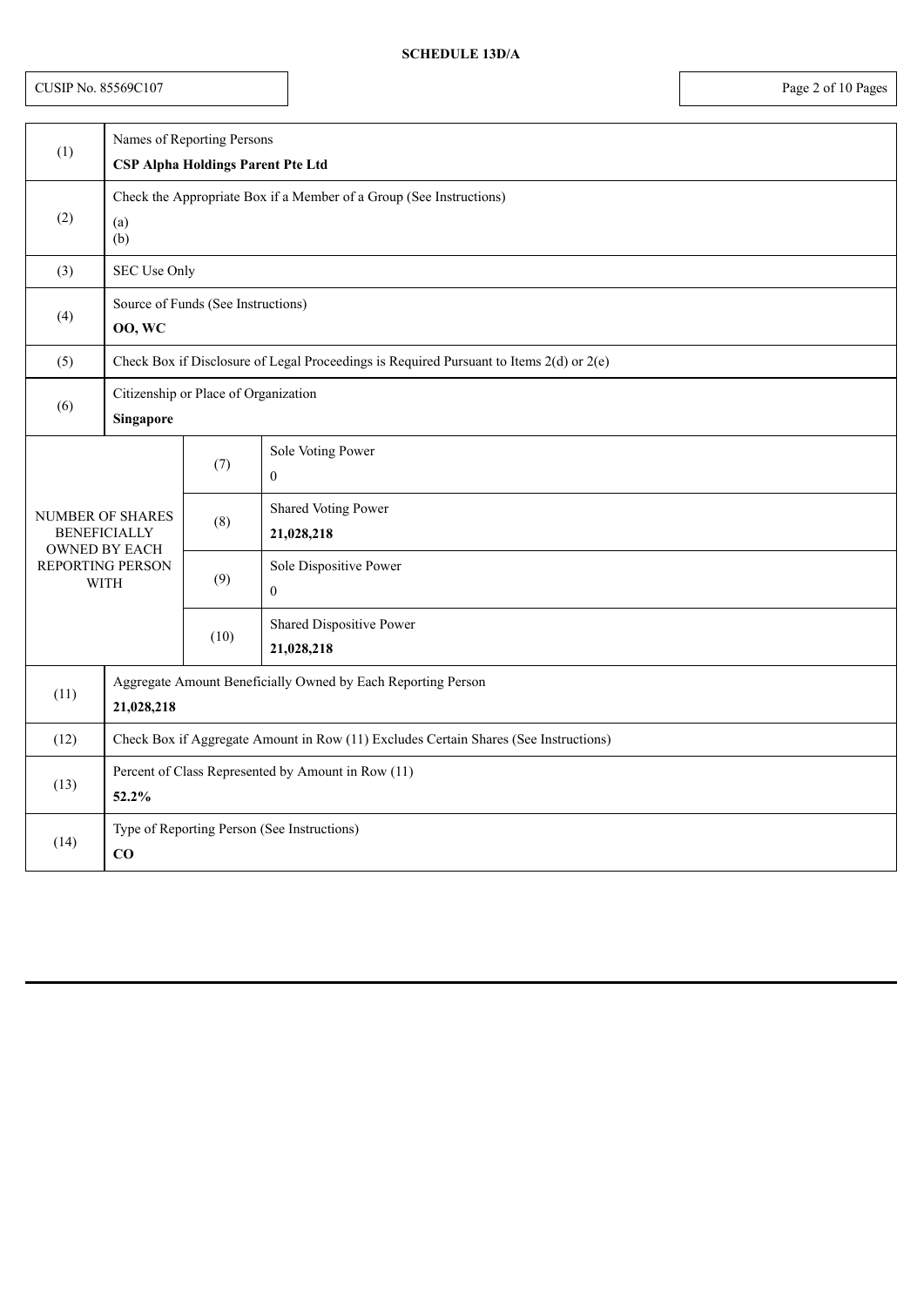**SCHEDULE 13D/A**

CUSIP No. 85569C107

| | | | |
|---|---|---|---|
| (1) | Names of Reporting Persons<br>**CSP Alpha Holdings Parent Pte Ltd** | | |
| (2) | Check the Appropriate Box if a Member of a Group (See Instructions)<br>(a)<br>(b) | | |
| (3) | SEC Use Only | | |
| (4) | Source of Funds (See Instructions)<br>**OO, WC** | | |
| (5) | Check Box if Disclosure of Legal Proceedings is Required Pursuant to Items 2(d) or 2(e) | | |
| (6) | Citizenship or Place of Organization<br>**Singapore** | | |
| NUMBER OF SHARES BENEFICIALLY OWNED BY EACH REPORTING PERSON WITH | | (7) | Sole Voting Power<br>0 |
| | | (8) | Shared Voting Power<br>**21,028,218** |
| | | (9) | Sole Dispositive Power<br>0 |
| | | (10) | Shared Dispositive Power<br>**21,028,218** |
| (11) | Aggregate Amount Beneficially Owned by Each Reporting Person<br>**21,028,218** | | |
| (12) | Check Box if Aggregate Amount in Row (11) Excludes Certain Shares (See Instructions) | | |
| (13) | Percent of Class Represented by Amount in Row (11)<br>**52.2%** | | |
| (14) | Type of Reporting Person (See Instructions)<br>**CO** | | |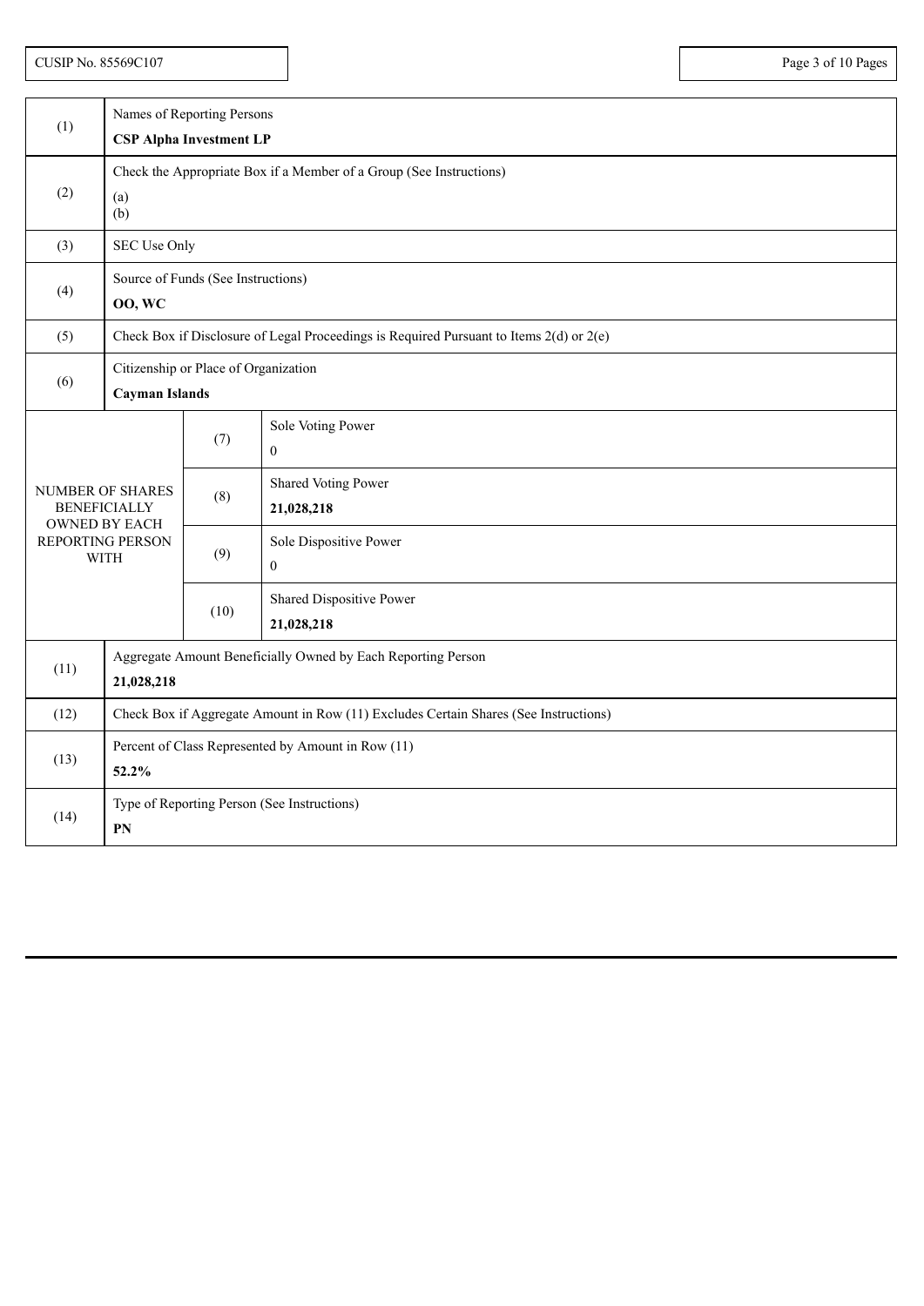CUSIP No. 85569C107

| (1) | Names of Reporting Persons<br>**CSP Alpha Investment LP** | |
|---|---|---|
| (2) | Check the Appropriate Box if a Member of a Group (See Instructions)<br>(a)<br>(b) | |
| (3) | SEC Use Only | |
| (4) | Source of Funds (See Instructions)<br>**OO, WC** | |
| (5) | Check Box if Disclosure of Legal Proceedings is Required Pursuant to Items 2(d) or 2(e) | |
| (6) | Citizenship or Place of Organization<br>**Cayman Islands** | |
| NUMBER OF SHARES BENEFICIALLY OWNED BY EACH REPORTING PERSON WITH | (7) | Sole Voting Power<br>0 |
| | (8) | Shared Voting Power<br>**21,028,218** |
| | (9) | Sole Dispositive Power<br>0 |
| | (10) | Shared Dispositive Power<br>**21,028,218** |
| (11) | Aggregate Amount Beneficially Owned by Each Reporting Person<br>**21,028,218** | |
| (12) | Check Box if Aggregate Amount in Row (11) Excludes Certain Shares (See Instructions) | |
| (13) | Percent of Class Represented by Amount in Row (11)<br>**52.2%** | |
| (14) | Type of Reporting Person (See Instructions)<br>**PN** | |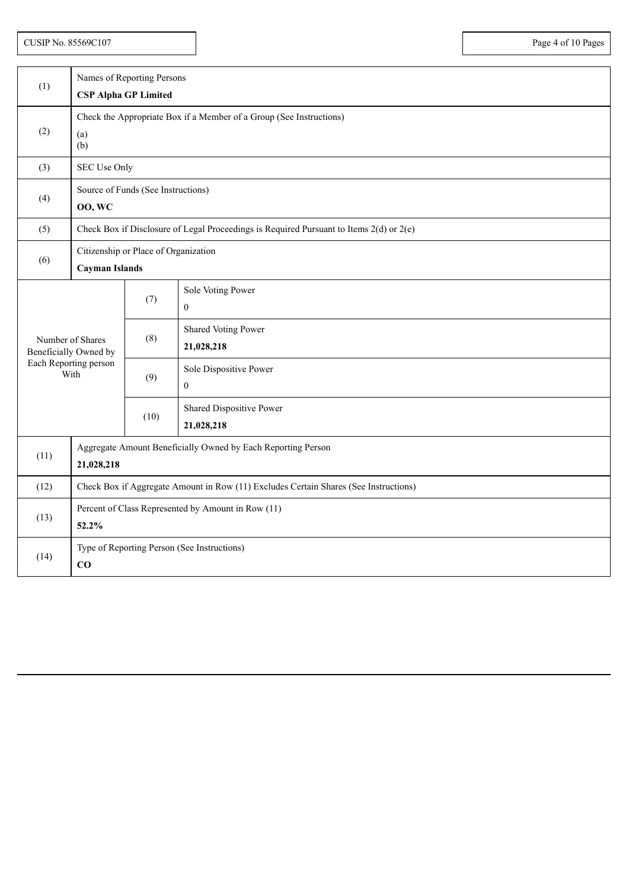CUSIP No. 85569C107

| (1) | Names of Reporting Persons<br>**CSP Alpha GP Limited** | |
|---|---|---|
| (2) | Check the Appropriate Box if a Member of a Group (See Instructions)<br>(a)<br>(b) | |
| (3) | SEC Use Only | |
| (4) | Source of Funds (See Instructions)<br>**OO, WC** | |
| (5) | Check Box if Disclosure of Legal Proceedings is Required Pursuant to Items 2(d) or 2(e) | |
| (6) | Citizenship or Place of Organization<br>**Cayman Islands** | |
| Number of Shares Beneficially Owned by Each Reporting person With | (7) | Sole Voting Power<br>0 |
| | (8) | Shared Voting Power<br>**21,028,218** |
| | (9) | Sole Dispositive Power<br>0 |
| | (10) | Shared Dispositive Power<br>**21,028,218** |
| (11) | Aggregate Amount Beneficially Owned by Each Reporting Person<br>**21,028,218** | |
| (12) | Check Box if Aggregate Amount in Row (11) Excludes Certain Shares (See Instructions) | |
| (13) | Percent of Class Represented by Amount in Row (11)<br>**52.2%** | |
| (14) | Type of Reporting Person (See Instructions)<br>**CO** | |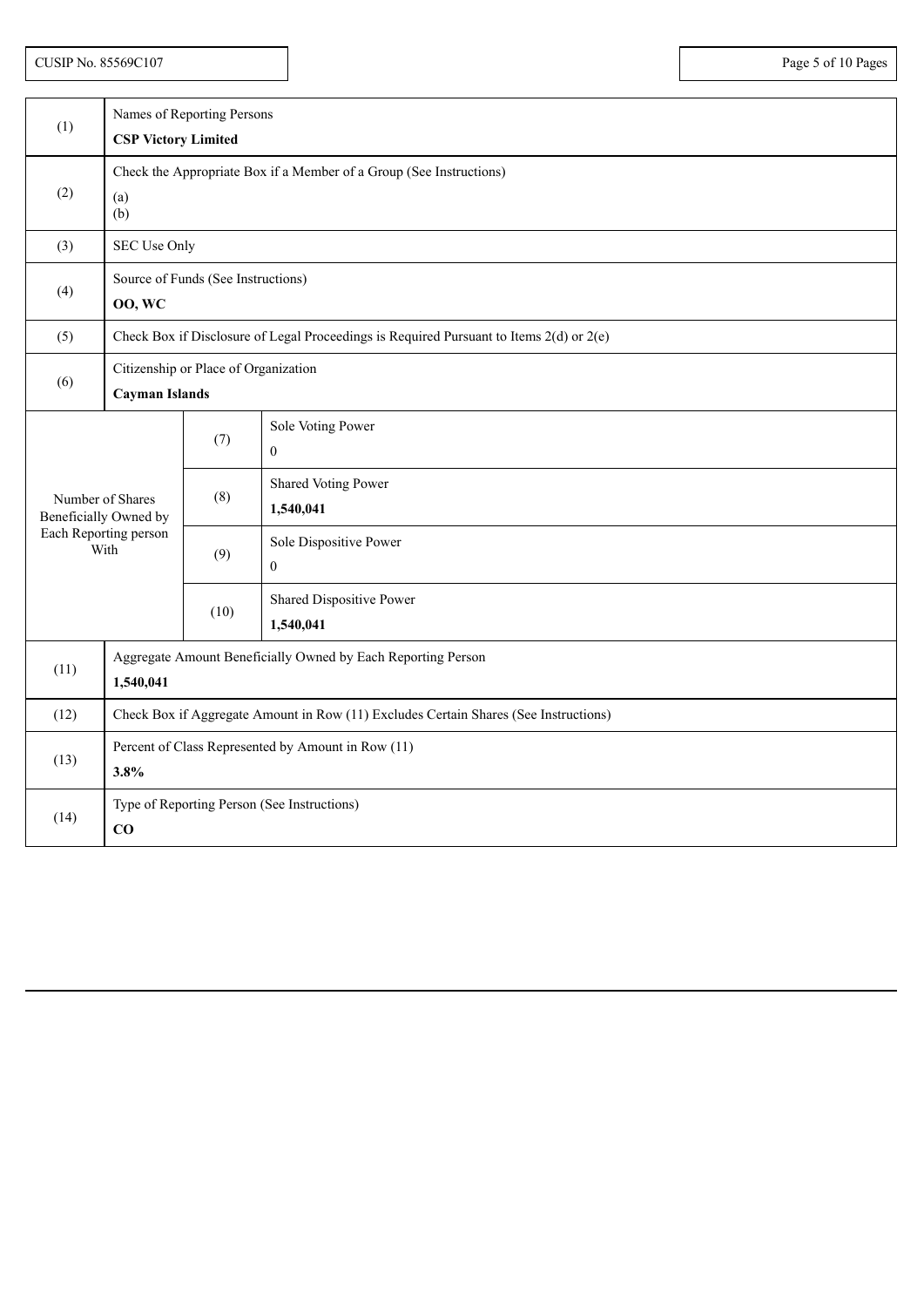CUSIP No. 85569C107

| | | | |
|---|---|---|---|
| (1) | Names of Reporting Persons<br>**CSP Victory Limited** | | |
| (2) | Check the Appropriate Box if a Member of a Group (See Instructions)<br>(a)<br>(b) | | |
| (3) | SEC Use Only | | |
| (4) | Source of Funds (See Instructions)<br>**OO, WC** | | |
| (5) | Check Box if Disclosure of Legal Proceedings is Required Pursuant to Items 2(d) or 2(e) | | |
| (6) | Citizenship or Place of Organization<br>**Cayman Islands** | | |
| Number of Shares Beneficially Owned by Each Reporting person With | | (7) | Sole Voting Power<br>0 |
| | | (8) | Shared Voting Power<br>**1,540,041** |
| | | (9) | Sole Dispositive Power<br>0 |
| | | (10) | Shared Dispositive Power<br>**1,540,041** |
| (11) | Aggregate Amount Beneficially Owned by Each Reporting Person<br>**1,540,041** | | |
| (12) | Check Box if Aggregate Amount in Row (11) Excludes Certain Shares (See Instructions) | | |
| (13) | Percent of Class Represented by Amount in Row (11)<br>**3.8%** | | |
| (14) | Type of Reporting Person (See Instructions)<br>**CO** | | |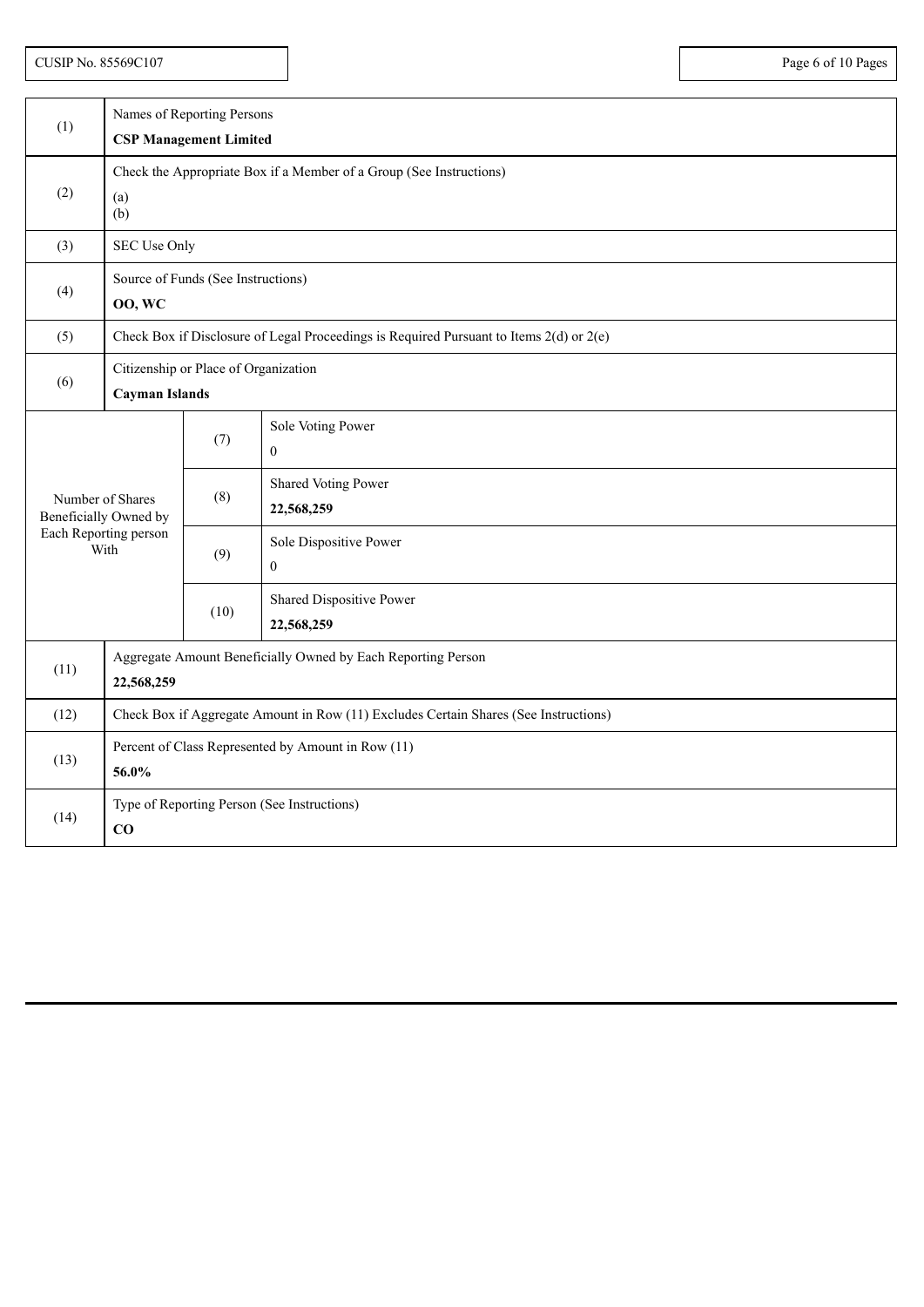CUSIP No. 85569C107

| (1) | Names of Reporting Persons<br>**CSP Management Limited** | |
|---|---|---|
| (2) | Check the Appropriate Box if a Member of a Group (See Instructions)<br>(a)<br>(b) | |
| (3) | SEC Use Only | |
| (4) | Source of Funds (See Instructions)<br>**OO, WC** | |
| (5) | Check Box if Disclosure of Legal Proceedings is Required Pursuant to Items 2(d) or 2(e) | |
| (6) | Citizenship or Place of Organization<br>**Cayman Islands** | |
| Number of Shares Beneficially Owned by Each Reporting person With | (7) | Sole Voting Power<br>0 |
| | (8) | Shared Voting Power<br>**22,568,259** |
| | (9) | Sole Dispositive Power<br>0 |
| | (10) | Shared Dispositive Power<br>**22,568,259** |
| (11) | Aggregate Amount Beneficially Owned by Each Reporting Person<br>**22,568,259** | |
| (12) | Check Box if Aggregate Amount in Row (11) Excludes Certain Shares (See Instructions) | |
| (13) | Percent of Class Represented by Amount in Row (11)<br>**56.0%** | |
| (14) | Type of Reporting Person (See Instructions)<br>**CO** | |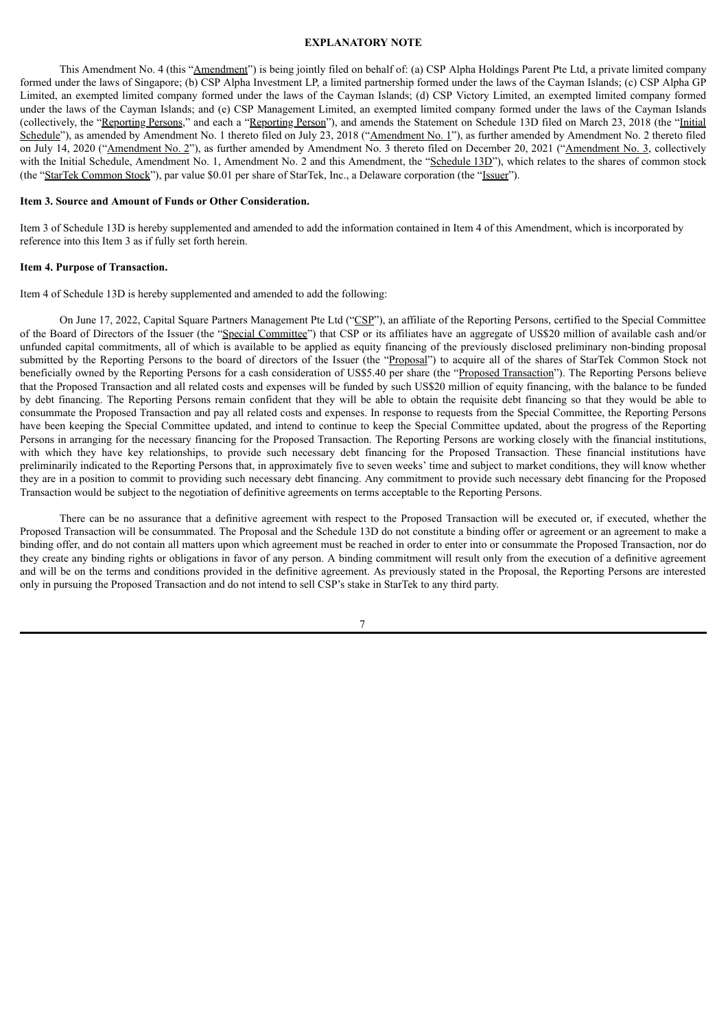**EXPLANATORY NOTE**

This Amendment No. 4 (this "Amendment") is being jointly filed on behalf of: (a) CSP Alpha Holdings Parent Pte Ltd, a private limited company formed under the laws of Singapore; (b) CSP Alpha Investment LP, a limited partnership formed under the laws of the Cayman Islands; (c) CSP Alpha GP Limited, an exempted limited company formed under the laws of the Cayman Islands; (d) CSP Victory Limited, an exempted limited company formed under the laws of the Cayman Islands; and (e) CSP Management Limited, an exempted limited company formed under the laws of the Cayman Islands (collectively, the "Reporting Persons," and each a "Reporting Person"), and amends the Statement on Schedule 13D filed on March 23, 2018 (the "Initial Schedule"), as amended by Amendment No. 1 thereto filed on July 23, 2018 ("Amendment No. 1"), as further amended by Amendment No. 2 thereto filed on July 14, 2020 ("Amendment No. 2"), as further amended by Amendment No. 3 thereto filed on December 20, 2021 ("Amendment No. 3, collectively with the Initial Schedule, Amendment No. 1, Amendment No. 2 and this Amendment, the "Schedule 13D"), which relates to the shares of common stock (the "StarTek Common Stock"), par value $0.01 per share of StarTek, Inc., a Delaware corporation (the "Issuer").

**Item 3. Source and Amount of Funds or Other Consideration.**

Item 3 of Schedule 13D is hereby supplemented and amended to add the information contained in Item 4 of this Amendment, which is incorporated by reference into this Item 3 as if fully set forth herein.

**Item 4. Purpose of Transaction.**

Item 4 of Schedule 13D is hereby supplemented and amended to add the following:

On June 17, 2022, Capital Square Partners Management Pte Ltd ("CSP"), an affiliate of the Reporting Persons, certified to the Special Committee of the Board of Directors of the Issuer (the "Special Committee") that CSP or its affiliates have an aggregate of US$20 million of available cash and/or unfunded capital commitments, all of which is available to be applied as equity financing of the previously disclosed preliminary non-binding proposal submitted by the Reporting Persons to the board of directors of the Issuer (the "Proposal") to acquire all of the shares of StarTek Common Stock not beneficially owned by the Reporting Persons for a cash consideration of US$5.40 per share (the "Proposed Transaction"). The Reporting Persons believe that the Proposed Transaction and all related costs and expenses will be funded by such US$20 million of equity financing, with the balance to be funded by debt financing. The Reporting Persons remain confident that they will be able to obtain the requisite debt financing so that they would be able to consummate the Proposed Transaction and pay all related costs and expenses. In response to requests from the Special Committee, the Reporting Persons have been keeping the Special Committee updated, and intend to continue to keep the Special Committee updated, about the progress of the Reporting Persons in arranging for the necessary financing for the Proposed Transaction. The Reporting Persons are working closely with the financial institutions, with which they have key relationships, to provide such necessary debt financing for the Proposed Transaction. These financial institutions have preliminarily indicated to the Reporting Persons that, in approximately five to seven weeks' time and subject to market conditions, they will know whether they are in a position to commit to providing such necessary debt financing. Any commitment to provide such necessary debt financing for the Proposed Transaction would be subject to the negotiation of definitive agreements on terms acceptable to the Reporting Persons.

There can be no assurance that a definitive agreement with respect to the Proposed Transaction will be executed or, if executed, whether the Proposed Transaction will be consummated. The Proposal and the Schedule 13D do not constitute a binding offer or agreement or an agreement to make a binding offer, and do not contain all matters upon which agreement must be reached in order to enter into or consummate the Proposed Transaction, nor do they create any binding rights or obligations in favor of any person. A binding commitment will result only from the execution of a definitive agreement and will be on the terms and conditions provided in the definitive agreement. As previously stated in the Proposal, the Reporting Persons are interested only in pursuing the Proposed Transaction and do not intend to sell CSP's stake in StarTek to any third party.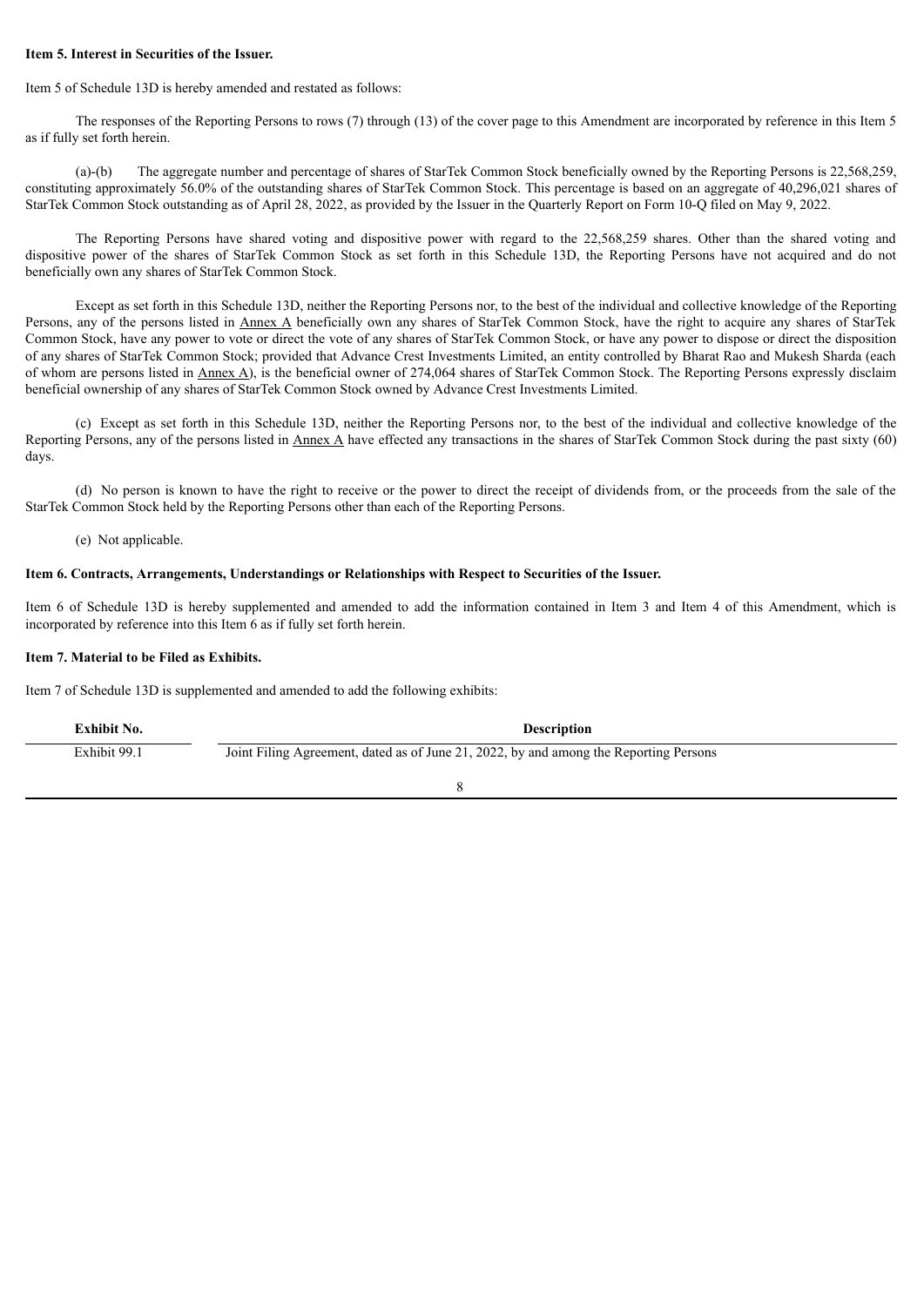**Item 5. Interest in Securities of the Issuer.**

Item 5 of Schedule 13D is hereby amended and restated as follows:

The responses of the Reporting Persons to rows (7) through (13) of the cover page to this Amendment are incorporated by reference in this Item 5 as if fully set forth herein.

(a)-(b) The aggregate number and percentage of shares of StarTek Common Stock beneficially owned by the Reporting Persons is 22,568,259, constituting approximately 56.0% of the outstanding shares of StarTek Common Stock. This percentage is based on an aggregate of 40,296,021 shares of StarTek Common Stock outstanding as of April 28, 2022, as provided by the Issuer in the Quarterly Report on Form 10-Q filed on May 9, 2022.

The Reporting Persons have shared voting and dispositive power with regard to the 22,568,259 shares. Other than the shared voting and dispositive power of the shares of StarTek Common Stock as set forth in this Schedule 13D, the Reporting Persons have not acquired and do not beneficially own any shares of StarTek Common Stock.

Except as set forth in this Schedule 13D, neither the Reporting Persons nor, to the best of the individual and collective knowledge of the Reporting Persons, any of the persons listed in Annex A beneficially own any shares of StarTek Common Stock, have the right to acquire any shares of StarTek Common Stock, have any power to vote or direct the vote of any shares of StarTek Common Stock, or have any power to dispose or direct the disposition of any shares of StarTek Common Stock; provided that Advance Crest Investments Limited, an entity controlled by Bharat Rao and Mukesh Sharda (each of whom are persons listed in Annex A), is the beneficial owner of 274,064 shares of StarTek Common Stock. The Reporting Persons expressly disclaim beneficial ownership of any shares of StarTek Common Stock owned by Advance Crest Investments Limited.

(c) Except as set forth in this Schedule 13D, neither the Reporting Persons nor, to the best of the individual and collective knowledge of the Reporting Persons, any of the persons listed in Annex A have effected any transactions in the shares of StarTek Common Stock during the past sixty (60) days.

(d) No person is known to have the right to receive or the power to direct the receipt of dividends from, or the proceeds from the sale of the StarTek Common Stock held by the Reporting Persons other than each of the Reporting Persons.

(e) Not applicable.

**Item 6. Contracts, Arrangements, Understandings or Relationships with Respect to Securities of the Issuer.**

Item 6 of Schedule 13D is hereby supplemented and amended to add the information contained in Item 3 and Item 4 of this Amendment, which is incorporated by reference into this Item 6 as if fully set forth herein.

**Item 7. Material to be Filed as Exhibits.**

Item 7 of Schedule 13D is supplemented and amended to add the following exhibits:

| Exhibit No. | Description |
|---|---|
| Exhibit 99.1 | Joint Filing Agreement, dated as of June 21, 2022, by and among the Reporting Persons |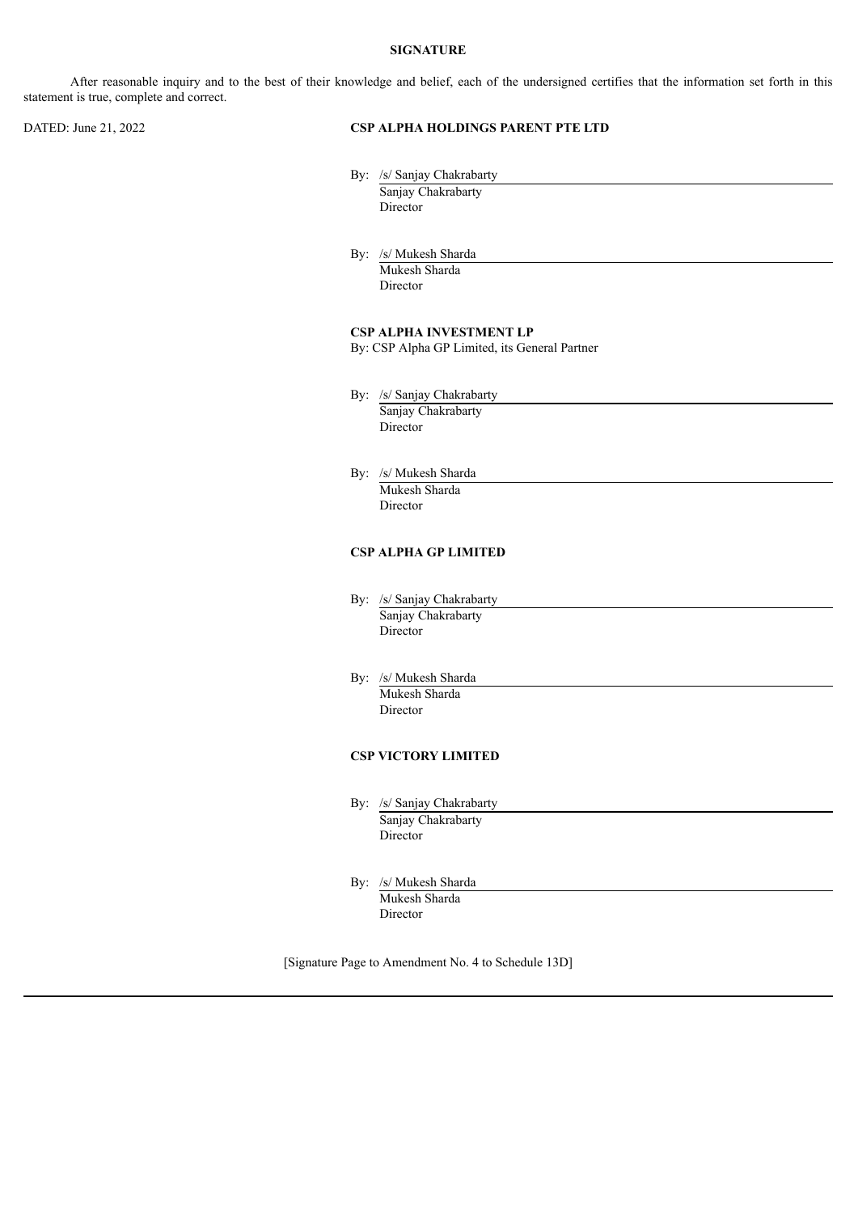## SIGNATURE

After reasonable inquiry and to the best of their knowledge and belief, each of the undersigned certifies that the information set forth in this statement is true, complete and correct.

DATED: June 21, 2022

**CSP ALPHA HOLDINGS PARENT PTE LTD**

By: /s/ Sanjay Chakrabarty
Sanjay Chakrabarty
Director

By: /s/ Mukesh Sharda
Mukesh Sharda
Director

**CSP ALPHA INVESTMENT LP**
By: CSP Alpha GP Limited, its General Partner

By: /s/ Sanjay Chakrabarty
Sanjay Chakrabarty
Director

By: /s/ Mukesh Sharda
Mukesh Sharda
Director

**CSP ALPHA GP LIMITED**

By: /s/ Sanjay Chakrabarty
Sanjay Chakrabarty
Director

By: /s/ Mukesh Sharda
Mukesh Sharda
Director

**CSP VICTORY LIMITED**

By: /s/ Sanjay Chakrabarty
Sanjay Chakrabarty
Director

By: /s/ Mukesh Sharda
Mukesh Sharda
Director

[Signature Page to Amendment No. 4 to Schedule 13D]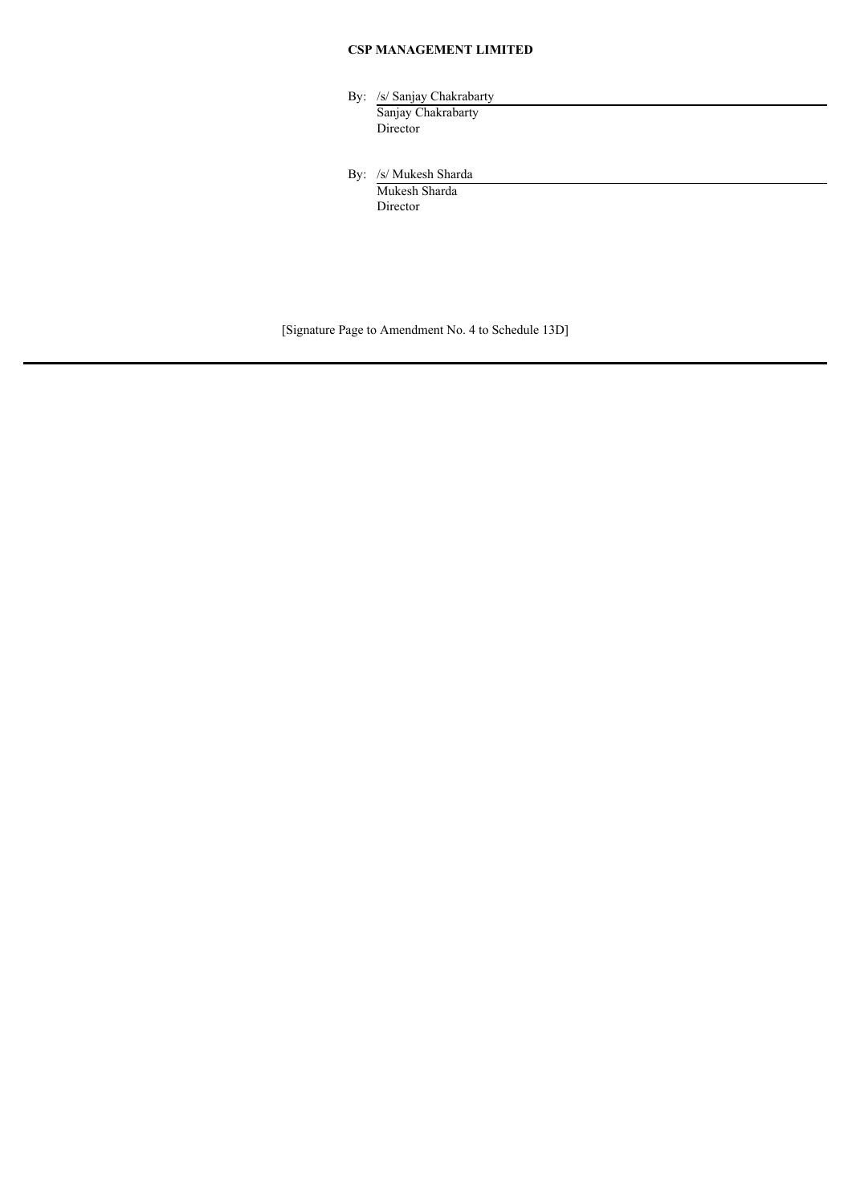**CSP MANAGEMENT LIMITED**

By: /s/ Sanjay Chakrabarty
Sanjay Chakrabarty
Director

By: /s/ Mukesh Sharda
Mukesh Sharda
Director

[Signature Page to Amendment No. 4 to Schedule 13D]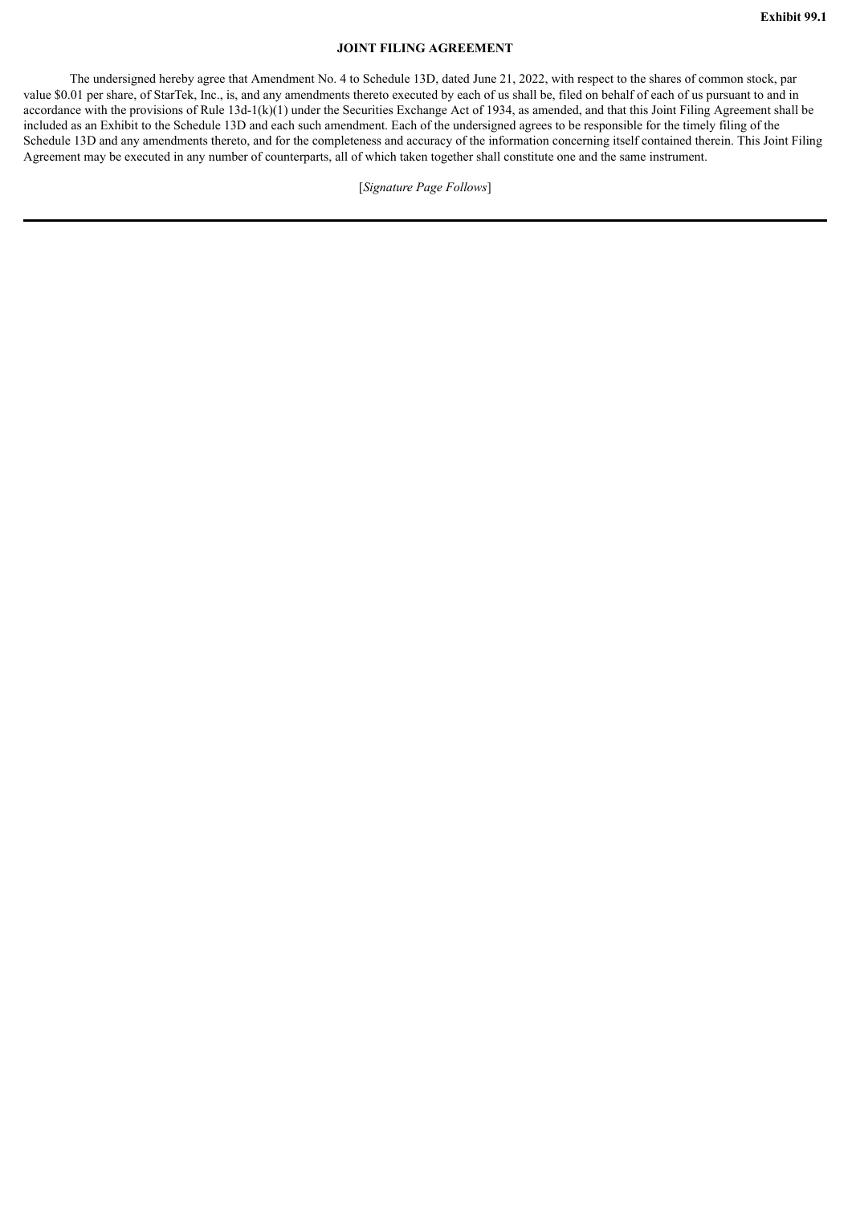**Exhibit 99.1**

**JOINT FILING AGREEMENT**

The undersigned hereby agree that Amendment No. 4 to Schedule 13D, dated June 21, 2022, with respect to the shares of common stock, par value $0.01 per share, of StarTek, Inc., is, and any amendments thereto executed by each of us shall be, filed on behalf of each of us pursuant to and in accordance with the provisions of Rule 13d-1(k)(1) under the Securities Exchange Act of 1934, as amended, and that this Joint Filing Agreement shall be included as an Exhibit to the Schedule 13D and each such amendment. Each of the undersigned agrees to be responsible for the timely filing of the Schedule 13D and any amendments thereto, and for the completeness and accuracy of the information concerning itself contained therein. This Joint Filing Agreement may be executed in any number of counterparts, all of which taken together shall constitute one and the same instrument.

[*Signature Page Follows*]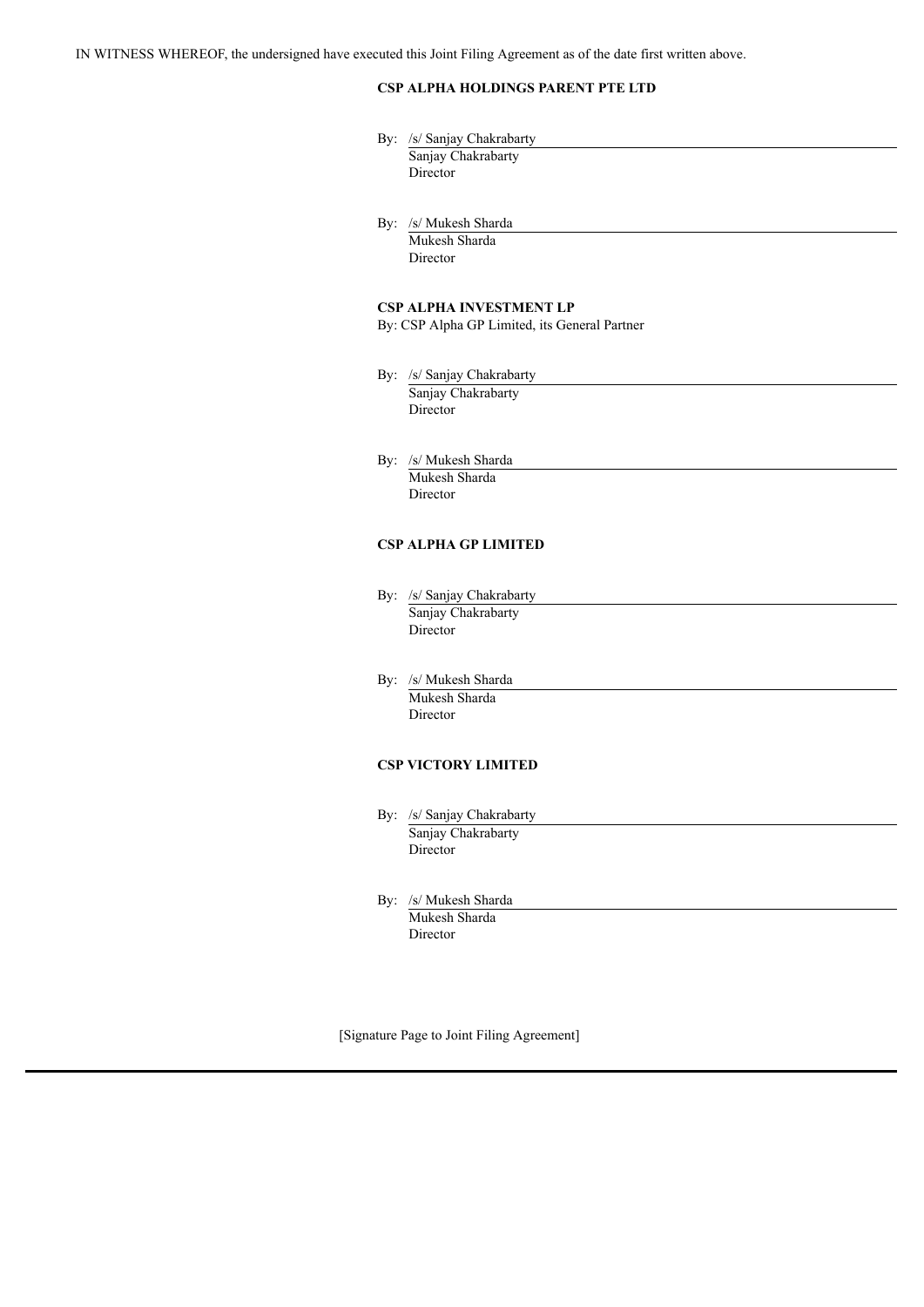IN WITNESS WHEREOF, the undersigned have executed this Joint Filing Agreement as of the date first written above.

**CSP ALPHA HOLDINGS PARENT PTE LTD**

By: /s/ Sanjay Chakrabarty
Sanjay Chakrabarty
Director

By: /s/ Mukesh Sharda
Mukesh Sharda
Director

**CSP ALPHA INVESTMENT LP**
By: CSP Alpha GP Limited, its General Partner

By: /s/ Sanjay Chakrabarty
Sanjay Chakrabarty
Director

By: /s/ Mukesh Sharda
Mukesh Sharda
Director

**CSP ALPHA GP LIMITED**

By: /s/ Sanjay Chakrabarty
Sanjay Chakrabarty
Director

By: /s/ Mukesh Sharda
Mukesh Sharda
Director

**CSP VICTORY LIMITED**

By: /s/ Sanjay Chakrabarty
Sanjay Chakrabarty
Director

By: /s/ Mukesh Sharda
Mukesh Sharda
Director

[Signature Page to Joint Filing Agreement]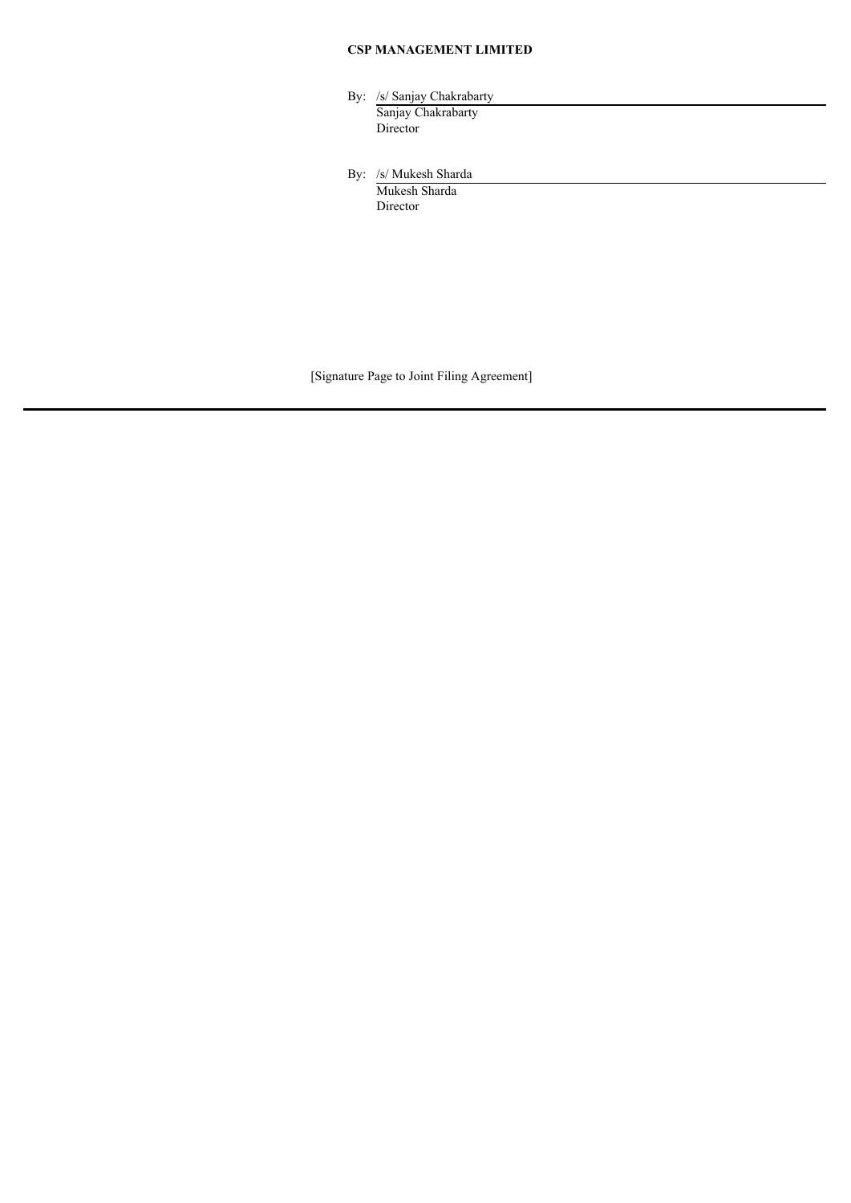**CSP MANAGEMENT LIMITED**

By: /s/ Sanjay Chakrabarty
Sanjay Chakrabarty
Director

By: /s/ Mukesh Sharda
Mukesh Sharda
Director

[Signature Page to Joint Filing Agreement]